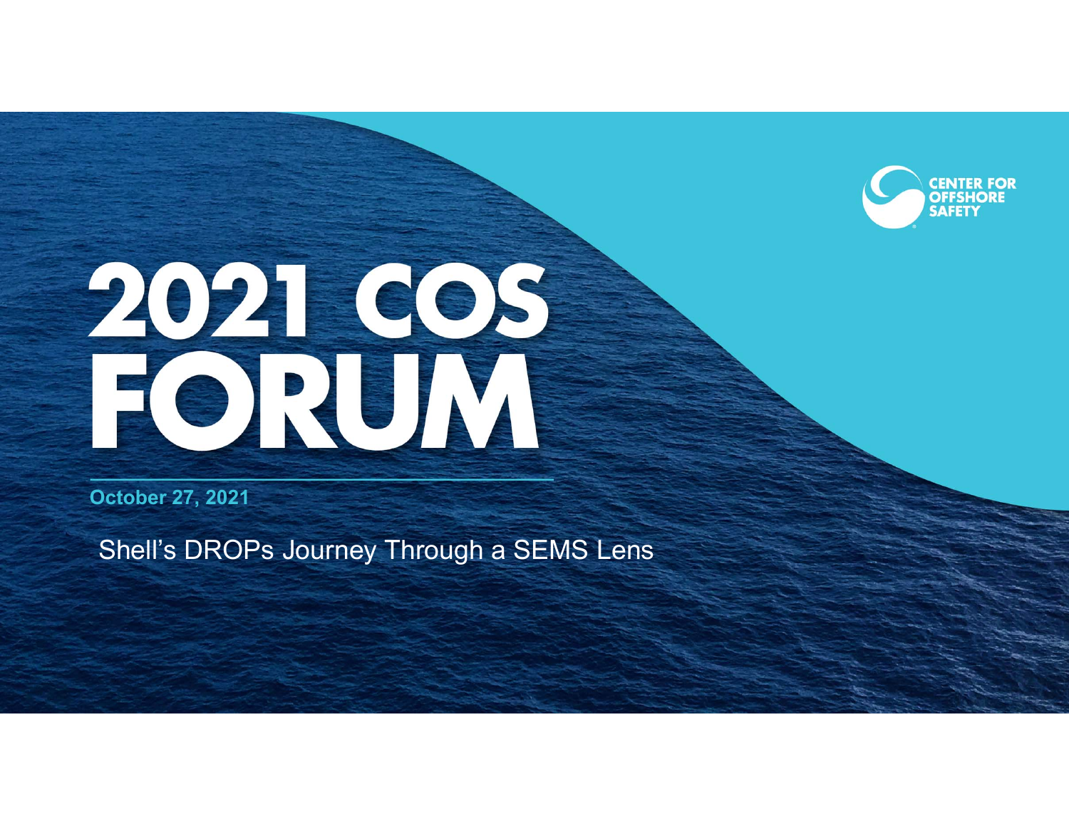CENTER FOR OFFSHORE SAFETY

# 2021 COS FORUM

**October 27, 2021**

Shell's DROPs Journey Through a SEMS Lens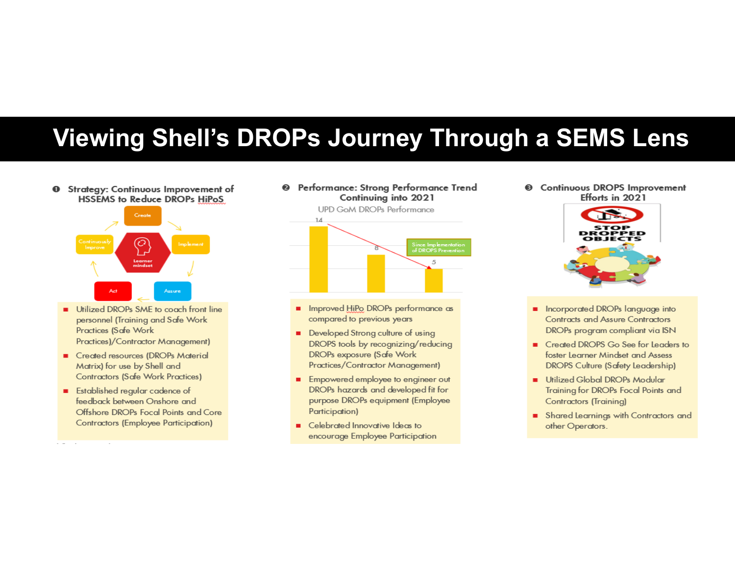# Viewing Shell's DROPs Journey Through a SEMS Lens

## ❶ Strategy: Continuous Improvement of HSSEMS to Reduce DROPs HiPoS

Create

Implement

Assure

Act

Continuously Improve

Learner mindset

- Utilized DROPs SME to coach front line personnel (Training and Safe Work Practices (Safe Work Practices)/Contractor Management)
- Created resources (DROPs Material Matrix) for use by Shell and Contractors (Safe Work Practices)
- Established regular cadence of feedback between Onshore and Offshore DROPs Focal Points and Core Contractors (Employee Participation)

## ❷ Performance: Strong Performance Trend Continuing into 2021

UPD GoM DROPs Performance

14

8

5

Since Implementation of DROPS Prevention

- Improved HiPo DROPs performance as compared to previous years
- Developed Strong culture of using DROPS tools by recognizing/reducing DROPs exposure (Safe Work Practices/Contractor Management)
- Empowered employee to engineer out DROPs hazards and developed fit for purpose DROPs equipment (Employee Participation)
- Celebrated Innovative Ideas to encourage Employee Participation

## ❸ Continuous DROPS Improvement Efforts in 2021

STOP DROPPED OBJECTS

- Incorporated DROPs language into Contracts and Assure Contractors DROPs program compliant via ISN
- Created DROPS Go See for Leaders to foster Learner Mindset and Assess DROPS Culture (Safety Leadership)
- Utilized Global DROPs Modular Training for DROPs Focal Points and Contractors (Training)
- Shared Learnings with Contractors and other Operators.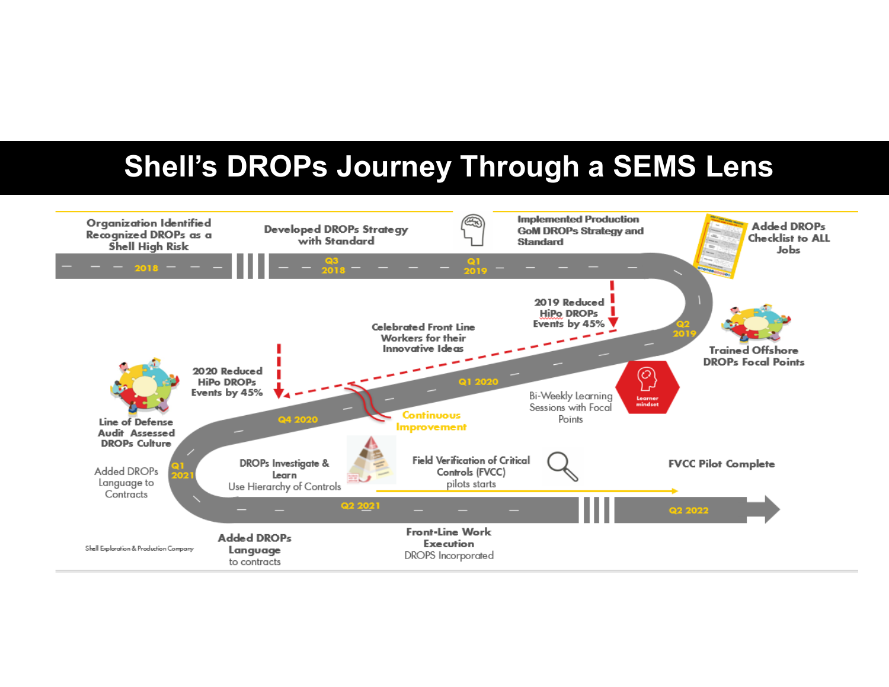# Shell's DROPs Journey Through a SEMS Lens

**Organization Identified Recognized DROPs as a Shell High Risk**

2018

**Developed DROPs Strategy with Standard**

Q3 2018

Q1 2019

**Implemented Production GoM DROPs Strategy and Standard**

**Added DROPs Checklist to ALL Jobs**

**2019 Reduced HiPo DROPs Events by 45%**

Q2 2019

**Trained Offshore DROPs Focal Points**

**Celebrated Front Line Workers for their Innovative Ideas**

Q1 2020

Bi-Weekly Learning Sessions with Focal Points

Learner mindset

**2020 Reduced HiPo DROPs Events by 45%**

Q4 2020

**Continuous Improvement**

**Line of Defense Audit Assessed DROPs Culture**

Added DROPs Language to Contracts

Q1 2021

DROPs Investigate & Learn

Use Hierarchy of Controls

Field Verification of Critical Controls (FVCC) pilots starts

**FVCC Pilot Complete**

Q2 2021

Q2 2022

**Added DROPs Language** to contracts

**Front-Line Work Execution** DROPS Incorporated

Shell Exploration & Production Company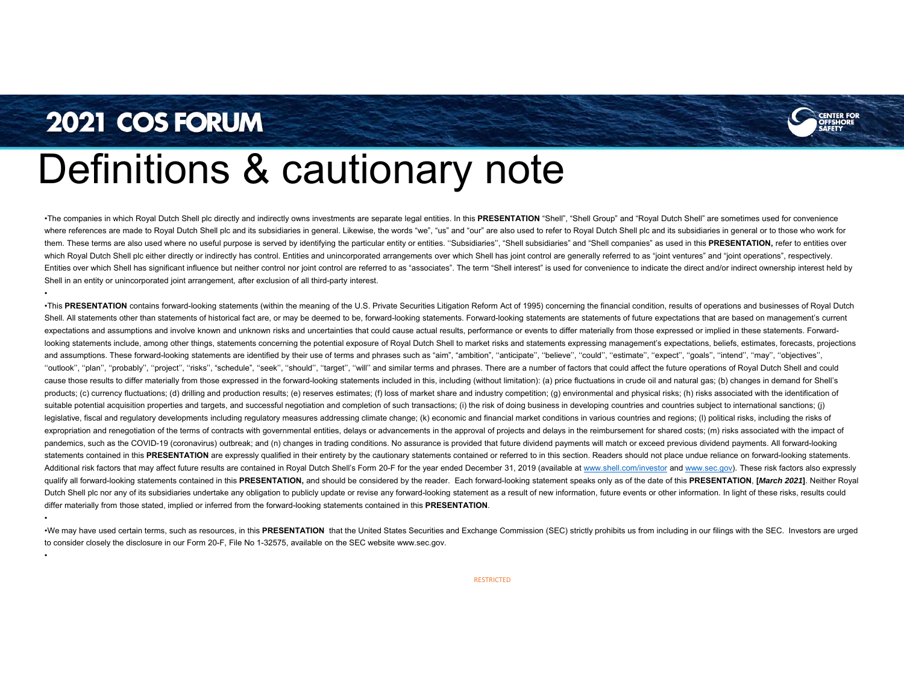2021 COS FORUM

# Definitions & cautionary note

•The companies in which Royal Dutch Shell plc directly and indirectly owns investments are separate legal entities. In this **PRESENTATION** "Shell", "Shell Group" and "Royal Dutch Shell" are sometimes used for convenience where references are made to Royal Dutch Shell plc and its subsidiaries in general. Likewise, the words "we", "us" and "our" are also used to refer to Royal Dutch Shell plc and its subsidiaries in general or to those who work for them. These terms are also used where no useful purpose is served by identifying the particular entity or entities. ''Subsidiaries'', "Shell subsidiaries" and "Shell companies" as used in this **PRESENTATION,** refer to entities over which Royal Dutch Shell plc either directly or indirectly has control. Entities and unincorporated arrangements over which Shell has joint control are generally referred to as "joint ventures" and "joint operations", respectively. Entities over which Shell has significant influence but neither control nor joint control are referred to as "associates". The term "Shell interest" is used for convenience to indicate the direct and/or indirect ownership interest held by Shell in an entity or unincorporated joint arrangement, after exclusion of all third-party interest.

•This **PRESENTATION** contains forward-looking statements (within the meaning of the U.S. Private Securities Litigation Reform Act of 1995) concerning the financial condition, results of operations and businesses of Royal Dutch Shell. All statements other than statements of historical fact are, or may be deemed to be, forward-looking statements. Forward-looking statements are statements of future expectations that are based on management's current expectations and assumptions and involve known and unknown risks and uncertainties that could cause actual results, performance or events to differ materially from those expressed or implied in these statements. Forward-looking statements include, among other things, statements concerning the potential exposure of Royal Dutch Shell to market risks and statements expressing management's expectations, beliefs, estimates, forecasts, projections and assumptions. These forward-looking statements are identified by their use of terms and phrases such as "aim", "ambition", ''anticipate'', ''believe'', ''could'', ''estimate'', ''expect'', ''goals'', ''intend'', ''may'', ''objectives'', ''outlook'', ''plan'', ''probably'', ''project'', ''risks'', "schedule", ''seek'', ''should'', ''target'', ''will'' and similar terms and phrases. There are a number of factors that could affect the future operations of Royal Dutch Shell and could cause those results to differ materially from those expressed in the forward-looking statements included in this, including (without limitation): (a) price fluctuations in crude oil and natural gas; (b) changes in demand for Shell's products; (c) currency fluctuations; (d) drilling and production results; (e) reserves estimates; (f) loss of market share and industry competition; (g) environmental and physical risks; (h) risks associated with the identification of suitable potential acquisition properties and targets, and successful negotiation and completion of such transactions; (i) the risk of doing business in developing countries and countries subject to international sanctions; (j) legislative, fiscal and regulatory developments including regulatory measures addressing climate change; (k) economic and financial market conditions in various countries and regions; (l) political risks, including the risks of expropriation and renegotiation of the terms of contracts with governmental entities, delays or advancements in the approval of projects and delays in the reimbursement for shared costs; (m) risks associated with the impact of pandemics, such as the COVID-19 (coronavirus) outbreak; and (n) changes in trading conditions. No assurance is provided that future dividend payments will match or exceed previous dividend payments. All forward-looking statements contained in this **PRESENTATION** are expressly qualified in their entirety by the cautionary statements contained or referred to in this section. Readers should not place undue reliance on forward-looking statements. Additional risk factors that may affect future results are contained in Royal Dutch Shell's Form 20-F for the year ended December 31, 2019 (available at www.shell.com/investor and www.sec.gov). These risk factors also expressly qualify all forward-looking statements contained in this **PRESENTATION,** and should be considered by the reader. Each forward-looking statement speaks only as of the date of this **PRESENTATION**, **[*March 2021*]**. Neither Royal Dutch Shell plc nor any of its subsidiaries undertake any obligation to publicly update or revise any forward-looking statement as a result of new information, future events or other information. In light of these risks, results could differ materially from those stated, implied or inferred from the forward-looking statements contained in this **PRESENTATION**.

•We may have used certain terms, such as resources, in this **PRESENTATION** that the United States Securities and Exchange Commission (SEC) strictly prohibits us from including in our filings with the SEC. Investors are urged to consider closely the disclosure in our Form 20-F, File No 1-32575, available on the SEC website www.sec.gov.

RESTRICTED